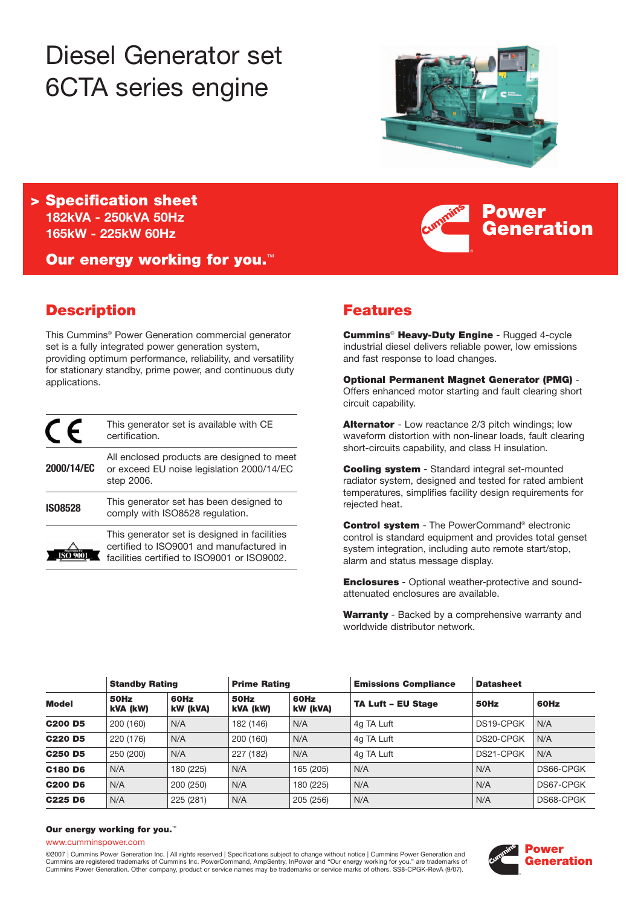# Diesel Generator set 6CTA series engine

## > Specification sheet

**182kVA - 250kVA 50Hz**
**165kW - 225kW 60Hz**

**Our energy working for you.™**

**Power Generation**

## Description

This Cummins® Power Generation commercial generator set is a fully integrated power generation system, providing optimum performance, reliability, and versatility for stationary standby, prime power, and continuous duty applications.

| | |
|---|---|
| CE | This generator set is available with CE certification. |
| 2000/14/EC | All enclosed products are designed to meet or exceed EU noise legislation 2000/14/EC step 2006. |
| ISO8528 | This generator set has been designed to comply with ISO8528 regulation. |
| ISO 9001 | This generator set is designed in facilities certified to ISO9001 and manufactured in facilities certified to ISO9001 or ISO9002. |

## Features

**Cummins® Heavy-Duty Engine** - Rugged 4-cycle industrial diesel delivers reliable power, low emissions and fast response to load changes.

**Optional Permanent Magnet Generator (PMG)** - Offers enhanced motor starting and fault clearing short circuit capability.

**Alternator** - Low reactance 2/3 pitch windings; low waveform distortion with non-linear loads, fault clearing short-circuits capability, and class H insulation.

**Cooling system** - Standard integral set-mounted radiator system, designed and tested for rated ambient temperatures, simplifies facility design requirements for rejected heat.

**Control system** - The PowerCommand® electronic control is standard equipment and provides total genset system integration, including auto remote start/stop, alarm and status message display.

**Enclosures** - Optional weather-protective and sound-attenuated enclosures are available.

**Warranty** - Backed by a comprehensive warranty and worldwide distributor network.

| | Standby Rating | | Prime Rating | | Emissions Compliance | Datasheet | |
|---|---|---|---|---|---|---|---|
| **Model** | **50Hz kVA (kW)** | **60Hz kW (kVA)** | **50Hz kVA (kW)** | **60Hz kW (kVA)** | **TA Luft – EU Stage** | **50Hz** | **60Hz** |
| **C200 D5** | 200 (160) | N/A | 182 (146) | N/A | 4g TA Luft | DS19-CPGK | N/A |
| **C220 D5** | 220 (176) | N/A | 200 (160) | N/A | 4g TA Luft | DS20-CPGK | N/A |
| **C250 D5** | 250 (200) | N/A | 227 (182) | N/A | 4g TA Luft | DS21-CPGK | N/A |
| **C180 D6** | N/A | 180 (225) | N/A | 165 (205) | N/A | N/A | DS66-CPGK |
| **C200 D6** | N/A | 200 (250) | N/A | 180 (225) | N/A | N/A | DS67-CPGK |
| **C225 D6** | N/A | 225 (281) | N/A | 205 (256) | N/A | N/A | DS68-CPGK |

**Our energy working for you.™**

www.cumminspower.com

©2007 | Cummins Power Generation Inc. | All rights reserved | Specifications subject to change without notice | Cummins Power Generation and Cummins are registered trademarks of Cummins Inc. PowerCommand, AmpSentry, InPower and "Our energy working for you." are trademarks of Cummins Power Generation. Other company, product or service names may be trademarks or service marks of others. SS8-CPGK-RevA (9/07).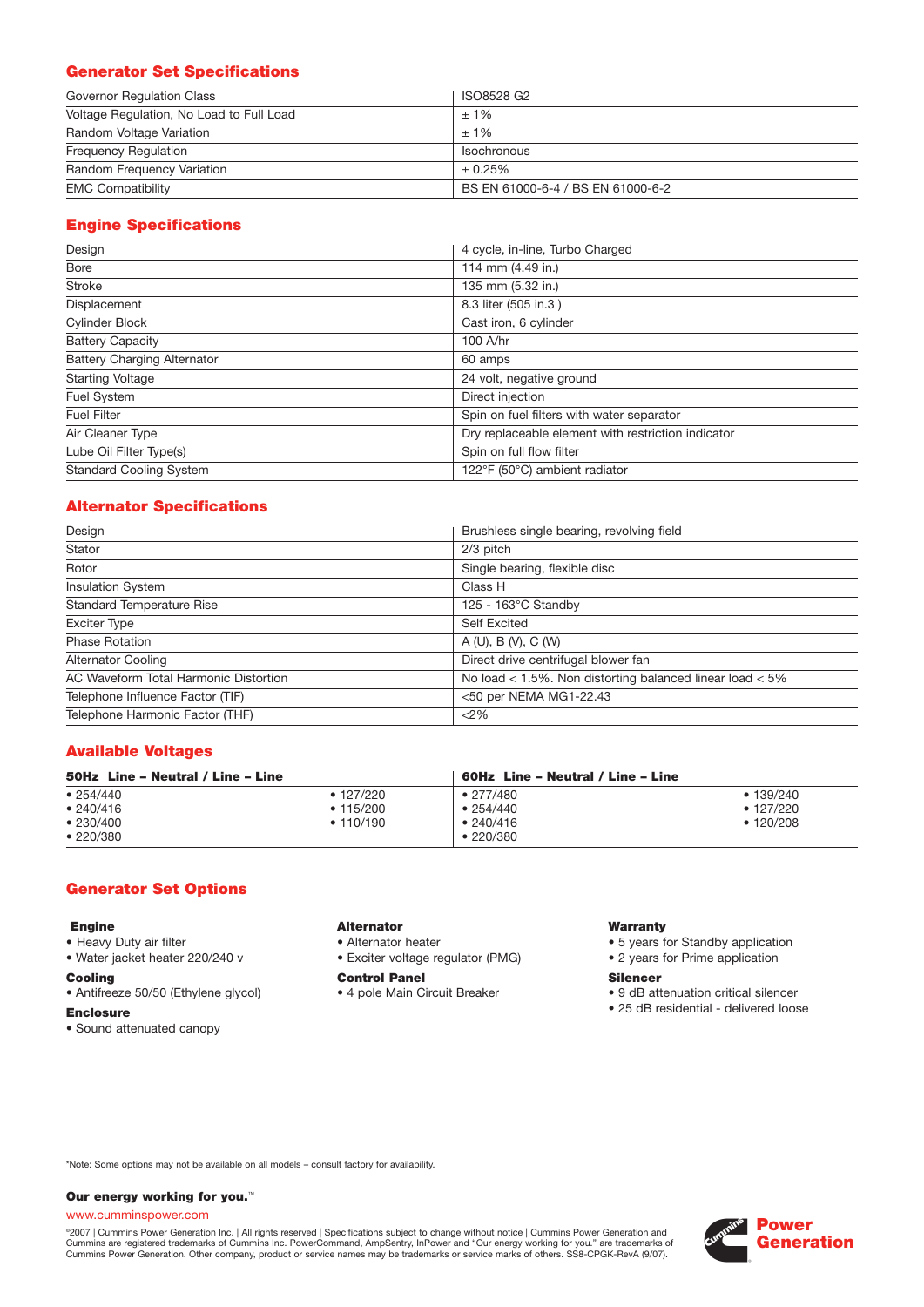## Generator Set Specifications

| | |
|---|---|
| Governor Regulation Class | ISO8528 G2 |
| Voltage Regulation, No Load to Full Load | ± 1% |
| Random Voltage Variation | ± 1% |
| Frequency Regulation | Isochronous |
| Random Frequency Variation | ± 0.25% |
| EMC Compatibility | BS EN 61000-6-4 / BS EN 61000-6-2 |

## Engine Specifications

| | |
|---|---|
| Design | 4 cycle, in-line, Turbo Charged |
| Bore | 114 mm (4.49 in.) |
| Stroke | 135 mm (5.32 in.) |
| Displacement | 8.3 liter (505 in.3 ) |
| Cylinder Block | Cast iron, 6 cylinder |
| Battery Capacity | 100 A/hr |
| Battery Charging Alternator | 60 amps |
| Starting Voltage | 24 volt, negative ground |
| Fuel System | Direct injection |
| Fuel Filter | Spin on fuel filters with water separator |
| Air Cleaner Type | Dry replaceable element with restriction indicator |
| Lube Oil Filter Type(s) | Spin on full flow filter |
| Standard Cooling System | 122°F (50°C) ambient radiator |

## Alternator Specifications

| | |
|---|---|
| Design | Brushless single bearing, revolving field |
| Stator | 2/3 pitch |
| Rotor | Single bearing, flexible disc |
| Insulation System | Class H |
| Standard Temperature Rise | 125 - 163°C Standby |
| Exciter Type | Self Excited |
| Phase Rotation | A (U), B (V), C (W) |
| Alternator Cooling | Direct drive centrifugal blower fan |
| AC Waveform Total Harmonic Distortion | No load < 1.5%. Non distorting balanced linear load < 5% |
| Telephone Influence Factor (TIF) | <50 per NEMA MG1-22.43 |
| Telephone Harmonic Factor (THF) | <2% |

## Available Voltages

| 50Hz Line – Neutral / Line – Line | | 60Hz Line – Neutral / Line – Line | |
|---|---|---|---|
| • 254/440 | • 127/220 | • 277/480 | • 139/240 |
| • 240/416 | • 115/200 | • 254/440 | • 127/220 |
| • 230/400 | • 110/190 | • 240/416 | • 120/208 |
| • 220/380 | | • 220/380 | |

## Generator Set Options

**Engine**
- Heavy Duty air filter
- Water jacket heater 220/240 v

**Cooling**
- Antifreeze 50/50 (Ethylene glycol)

**Enclosure**
- Sound attenuated canopy

**Alternator**
- Alternator heater
- Exciter voltage regulator (PMG)

**Control Panel**
- 4 pole Main Circuit Breaker

**Warranty**
- 5 years for Standby application
- 2 years for Prime application

**Silencer**
- 9 dB attenuation critical silencer
- 25 dB residential - delivered loose

*Note: Some options may not be available on all models – consult factory for availability.

**Our energy working for you.**™

www.cumminspower.com

©2007 | Cummins Power Generation Inc. | All rights reserved | Specifications subject to change without notice | Cummins Power Generation and Cummins are registered trademarks of Cummins Inc. PowerCommand, AmpSentry, InPower and "Our energy working for you." are trademarks of Cummins Power Generation. Other company, product or service names may be trademarks or service marks of others. SS8-CPGK-RevA (9/07).

Power Generation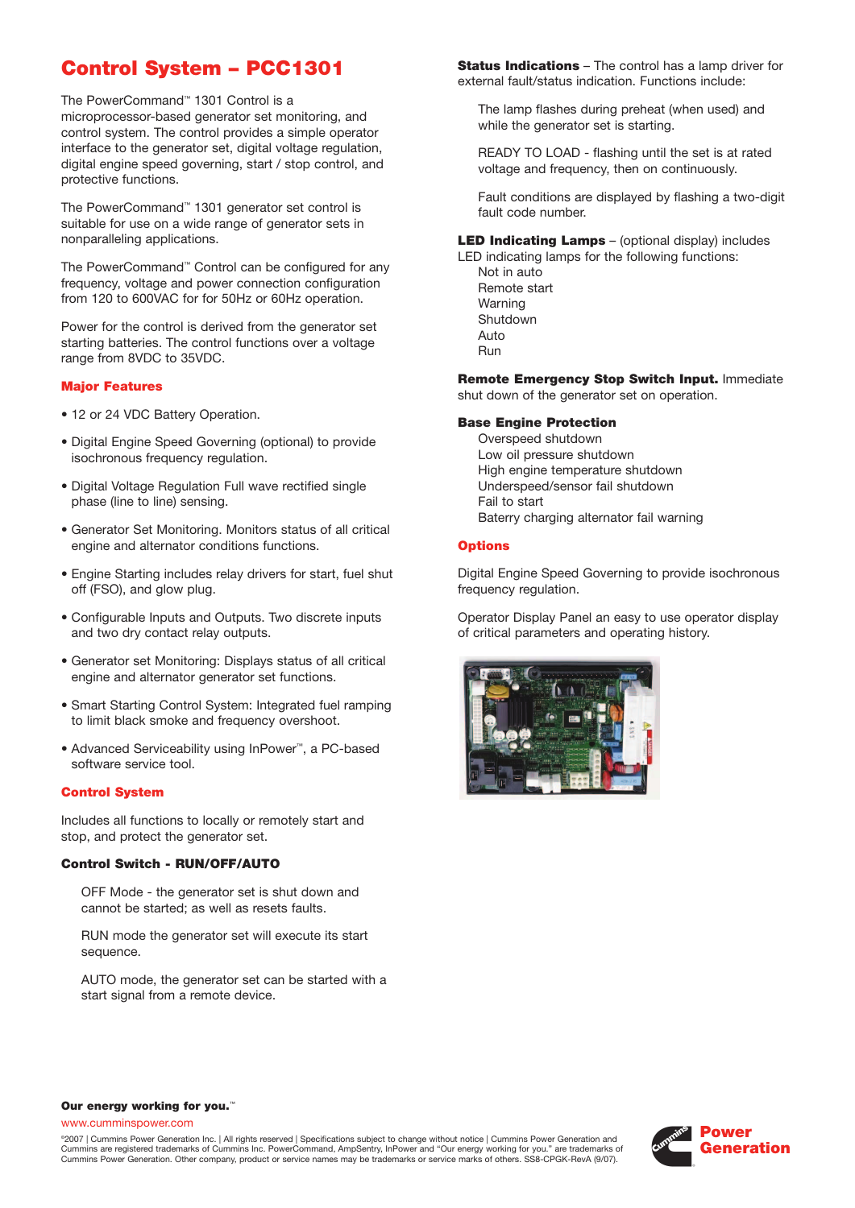# Control System – PCC1301

The PowerCommand™ 1301 Control is a microprocessor-based generator set monitoring, and control system. The control provides a simple operator interface to the generator set, digital voltage regulation, digital engine speed governing, start / stop control, and protective functions.

The PowerCommand™ 1301 generator set control is suitable for use on a wide range of generator sets in nonparalleling applications.

The PowerCommand™ Control can be configured for any frequency, voltage and power connection configuration from 120 to 600VAC for for 50Hz or 60Hz operation.

Power for the control is derived from the generator set starting batteries. The control functions over a voltage range from 8VDC to 35VDC.

## Major Features

- 12 or 24 VDC Battery Operation.
- Digital Engine Speed Governing (optional) to provide isochronous frequency regulation.
- Digital Voltage Regulation Full wave rectified single phase (line to line) sensing.
- Generator Set Monitoring. Monitors status of all critical engine and alternator conditions functions.
- Engine Starting includes relay drivers for start, fuel shut off (FSO), and glow plug.
- Configurable Inputs and Outputs. Two discrete inputs and two dry contact relay outputs.
- Generator set Monitoring: Displays status of all critical engine and alternator generator set functions.
- Smart Starting Control System: Integrated fuel ramping to limit black smoke and frequency overshoot.
- Advanced Serviceability using InPower™, a PC-based software service tool.

## Control System

Includes all functions to locally or remotely start and stop, and protect the generator set.

### Control Switch - RUN/OFF/AUTO

OFF Mode - the generator set is shut down and cannot be started; as well as resets faults.

RUN mode the generator set will execute its start sequence.

AUTO mode, the generator set can be started with a start signal from a remote device.

**Status Indications** – The control has a lamp driver for external fault/status indication. Functions include:

The lamp flashes during preheat (when used) and while the generator set is starting.

READY TO LOAD - flashing until the set is at rated voltage and frequency, then on continuously.

Fault conditions are displayed by flashing a two-digit fault code number.

**LED Indicating Lamps** – (optional display) includes LED indicating lamps for the following functions:

Not in auto
Remote start
Warning
Shutdown
Auto
Run

**Remote Emergency Stop Switch Input.** Immediate shut down of the generator set on operation.

**Base Engine Protection**

Overspeed shutdown
Low oil pressure shutdown
High engine temperature shutdown
Underspeed/sensor fail shutdown
Fail to start
Baterry charging alternator fail warning

## Options

Digital Engine Speed Governing to provide isochronous frequency regulation.

Operator Display Panel an easy to use operator display of critical parameters and operating history.

**Our energy working for you.™**

www.cumminspower.com

©2007 | Cummins Power Generation Inc. | All rights reserved | Specifications subject to change without notice | Cummins Power Generation and Cummins are registered trademarks of Cummins Inc. PowerCommand, AmpSentry, InPower and "Our energy working for you." are trademarks of Cummins Power Generation. Other company, product or service names may be trademarks or service marks of others. SS8-CPGK-RevA (9/07).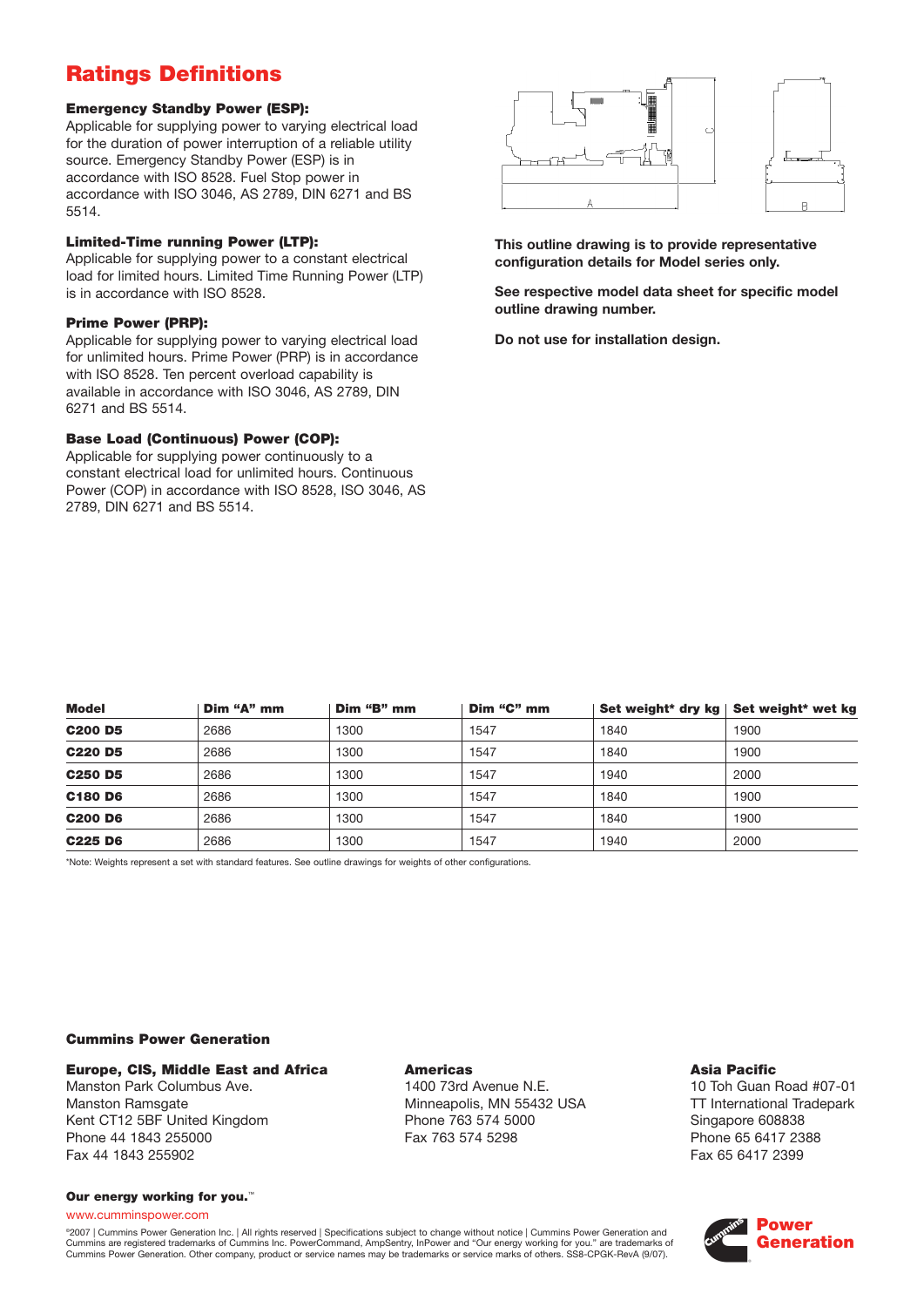## Ratings Definitions

**Emergency Standby Power (ESP):**
Applicable for supplying power to varying electrical load for the duration of power interruption of a reliable utility source. Emergency Standby Power (ESP) is in accordance with ISO 8528. Fuel Stop power in accordance with ISO 3046, AS 2789, DIN 6271 and BS 5514.

**Limited-Time running Power (LTP):**
Applicable for supplying power to a constant electrical load for limited hours. Limited Time Running Power (LTP) is in accordance with ISO 8528.

**Prime Power (PRP):**
Applicable for supplying power to varying electrical load for unlimited hours. Prime Power (PRP) is in accordance with ISO 8528. Ten percent overload capability is available in accordance with ISO 3046, AS 2789, DIN 6271 and BS 5514.

**Base Load (Continuous) Power (COP):**
Applicable for supplying power continuously to a constant electrical load for unlimited hours. Continuous Power (COP) in accordance with ISO 8528, ISO 3046, AS 2789, DIN 6271 and BS 5514.

A

C

B

**This outline drawing is to provide representative configuration details for Model series only.**

**See respective model data sheet for specific model outline drawing number.**

**Do not use for installation design.**

| Model | Dim "A" mm | Dim "B" mm | Dim "C" mm | Set weight* dry kg | Set weight* wet kg |
|---|---|---|---|---|---|
| **C200 D5** | 2686 | 1300 | 1547 | 1840 | 1900 |
| **C220 D5** | 2686 | 1300 | 1547 | 1840 | 1900 |
| **C250 D5** | 2686 | 1300 | 1547 | 1940 | 2000 |
| **C180 D6** | 2686 | 1300 | 1547 | 1840 | 1900 |
| **C200 D6** | 2686 | 1300 | 1547 | 1840 | 1900 |
| **C225 D6** | 2686 | 1300 | 1547 | 1940 | 2000 |

*Note: Weights represent a set with standard features. See outline drawings for weights of other configurations.

**Cummins Power Generation**

**Europe, CIS, Middle East and Africa**
Manston Park Columbus Ave.
Manston Ramsgate
Kent CT12 5BF United Kingdom
Phone 44 1843 255000
Fax 44 1843 255902

**Americas**
1400 73rd Avenue N.E.
Minneapolis, MN 55432 USA
Phone 763 574 5000
Fax 763 574 5298

**Asia Pacific**
10 Toh Guan Road #07-01
TT International Tradepark
Singapore 608838
Phone 65 6417 2388
Fax 65 6417 2399

**Our energy working for you.™**

www.cumminspower.com

©2007 | Cummins Power Generation Inc. | All rights reserved | Specifications subject to change without notice | Cummins Power Generation and Cummins are registered trademarks of Cummins Inc. PowerCommand, AmpSentry, InPower and "Our energy working for you." are trademarks of Cummins Power Generation. Other company, product or service names may be trademarks or service marks of others. SS8-CPGK-RevA (9/07).

**Power Generation**